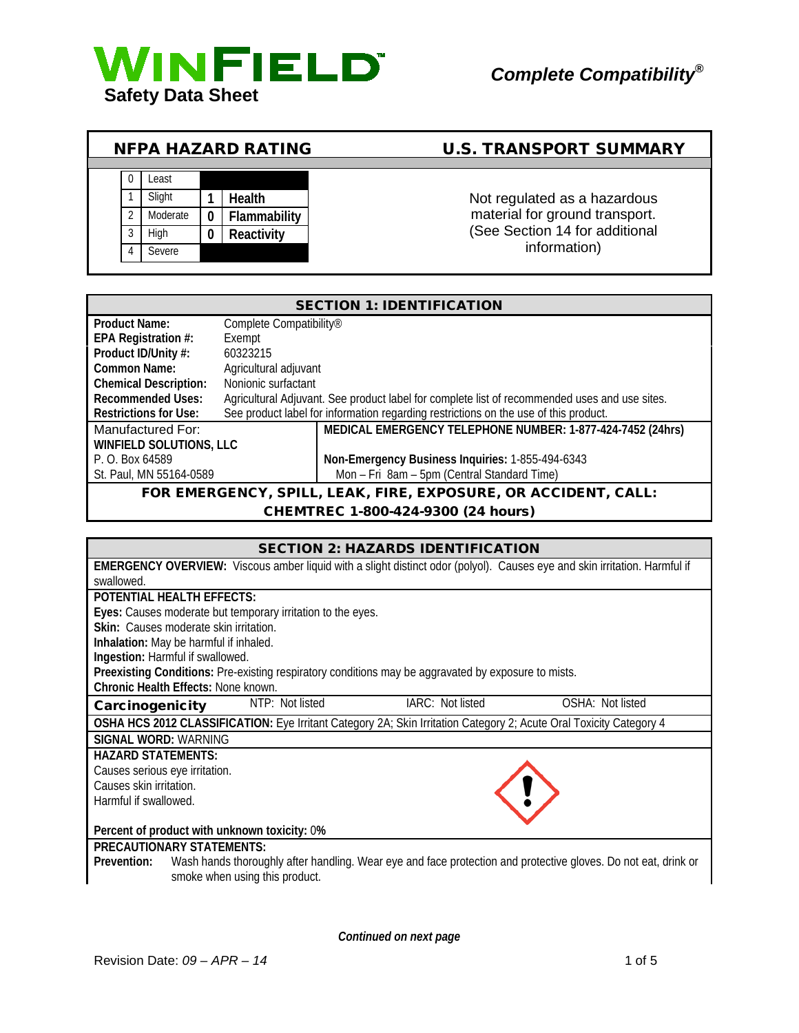# WINFIELD

**Safety Data Sheet**

***Complete Compatibility®***

## NFPA HAZARD RATING

| | | | |
|---|---|---|---|
| 0 | Least | | |
| 1 | Slight | 1 | Health |
| 2 | Moderate | 0 | Flammability |
| 3 | High | 0 | Reactivity |
| 4 | Severe | | |

## U.S. TRANSPORT SUMMARY

Not regulated as a hazardous material for ground transport. (See Section 14 for additional information)

## SECTION 1: IDENTIFICATION

| | |
|---|---|
| **Product Name:** | Complete Compatibility® |
| **EPA Registration #:** | Exempt |
| **Product ID/Unity #:** | 60323215 |
| **Common Name:** | Agricultural adjuvant |
| **Chemical Description:** | Nonionic surfactant |
| **Recommended Uses:** | Agricultural Adjuvant. See product label for complete list of recommended uses and use sites. |
| **Restrictions for Use:** | See product label for information regarding restrictions on the use of this product. |

Manufactured For:
**WINFIELD SOLUTIONS, LLC**
P. O. Box 64589
St. Paul, MN 55164-0589

**MEDICAL EMERGENCY TELEPHONE NUMBER: 1-877-424-7452 (24hrs)**

**Non-Emergency Business Inquiries:** 1-855-494-6343
Mon – Fri 8am – 5pm (Central Standard Time)

**FOR EMERGENCY, SPILL, LEAK, FIRE, EXPOSURE, OR ACCIDENT, CALL:**
**CHEMTREC 1-800-424-9300 (24 hours)**

## SECTION 2: HAZARDS IDENTIFICATION

**EMERGENCY OVERVIEW:** Viscous amber liquid with a slight distinct odor (polyol). Causes eye and skin irritation. Harmful if swallowed.

**POTENTIAL HEALTH EFFECTS:**
**Eyes:** Causes moderate but temporary irritation to the eyes.
**Skin:** Causes moderate skin irritation.
**Inhalation:** May be harmful if inhaled.
**Ingestion:** Harmful if swallowed.
**Preexisting Conditions:** Pre-existing respiratory conditions may be aggravated by exposure to mists.
**Chronic Health Effects:** None known.

| **Carcinogenicity** | NTP: Not listed | IARC: Not listed | OSHA: Not listed |
|---|---|---|---|

**OSHA HCS 2012 CLASSIFICATION:** Eye Irritant Category 2A; Skin Irritation Category 2; Acute Oral Toxicity Category 4

**SIGNAL WORD:** WARNING

**HAZARD STATEMENTS:**
Causes serious eye irritation.
Causes skin irritation.
Harmful if swallowed.

**Percent of product with unknown toxicity:** 0**%**

**PRECAUTIONARY STATEMENTS:**
**Prevention:** Wash hands thoroughly after handling. Wear eye and face protection and protective gloves. Do not eat, drink or smoke when using this product.

***Continued on next page***

Revision Date: *09 – APR – 14*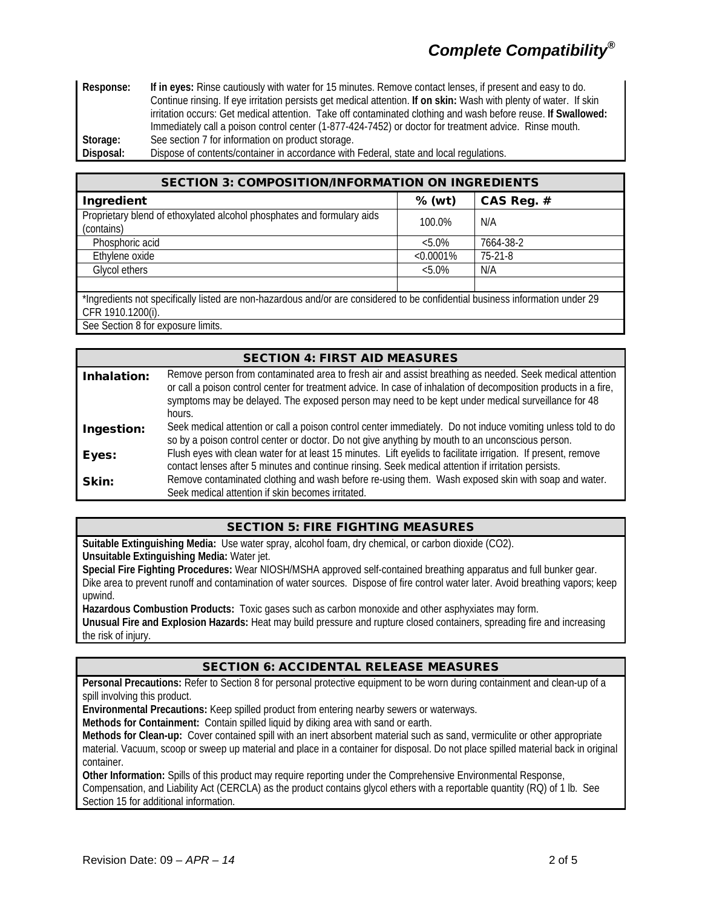| | |
|---|---|
| **Response:** | **If in eyes:** Rinse cautiously with water for 15 minutes. Remove contact lenses, if present and easy to do. Continue rinsing. If eye irritation persists get medical attention. **If on skin:** Wash with plenty of water. If skin irritation occurs: Get medical attention. Take off contaminated clothing and wash before reuse. **If Swallowed:** Immediately call a poison control center (1-877-424-7452) or doctor for treatment advice. Rinse mouth. |
| **Storage:** | See section 7 for information on product storage. |
| **Disposal:** | Dispose of contents/container in accordance with Federal, state and local regulations. |

## SECTION 3: COMPOSITION/INFORMATION ON INGREDIENTS

| Ingredient | % (wt) | CAS Reg. # |
|---|---|---|
| Proprietary blend of ethoxylated alcohol phosphates and formulary aids (contains) | 100.0% | N/A |
| Phosphoric acid | <5.0% | 7664-38-2 |
| Ethylene oxide | <0.0001% | 75-21-8 |
| Glycol ethers | <5.0% | N/A |
| | | |

*Ingredients not specifically listed are non-hazardous and/or are considered to be confidential business information under 29 CFR 1910.1200(i).

See Section 8 for exposure limits.

## SECTION 4: FIRST AID MEASURES

| | |
|---|---|
| **Inhalation:** | Remove person from contaminated area to fresh air and assist breathing as needed. Seek medical attention or call a poison control center for treatment advice. In case of inhalation of decomposition products in a fire, symptoms may be delayed. The exposed person may need to be kept under medical surveillance for 48 hours. |
| **Ingestion:** | Seek medical attention or call a poison control center immediately. Do not induce vomiting unless told to do so by a poison control center or doctor. Do not give anything by mouth to an unconscious person. |
| **Eyes:** | Flush eyes with clean water for at least 15 minutes. Lift eyelids to facilitate irrigation. If present, remove contact lenses after 5 minutes and continue rinsing. Seek medical attention if irritation persists. |
| **Skin:** | Remove contaminated clothing and wash before re-using them. Wash exposed skin with soap and water. Seek medical attention if skin becomes irritated. |

## SECTION 5: FIRE FIGHTING MEASURES

**Suitable Extinguishing Media:** Use water spray, alcohol foam, dry chemical, or carbon dioxide ($CO_2$).

**Unsuitable Extinguishing Media:** Water jet.

**Special Fire Fighting Procedures:** Wear NIOSH/MSHA approved self-contained breathing apparatus and full bunker gear. Dike area to prevent runoff and contamination of water sources. Dispose of fire control water later. Avoid breathing vapors; keep upwind.

**Hazardous Combustion Products:** Toxic gases such as carbon monoxide and other asphyxiates may form.

**Unusual Fire and Explosion Hazards:** Heat may build pressure and rupture closed containers, spreading fire and increasing the risk of injury.

## SECTION 6: ACCIDENTAL RELEASE MEASURES

**Personal Precautions:** Refer to Section 8 for personal protective equipment to be worn during containment and clean-up of a spill involving this product.

**Environmental Precautions:** Keep spilled product from entering nearby sewers or waterways.

**Methods for Containment:** Contain spilled liquid by diking area with sand or earth.

**Methods for Clean-up:** Cover contained spill with an inert absorbent material such as sand, vermiculite or other appropriate material. Vacuum, scoop or sweep up material and place in a container for disposal. Do not place spilled material back in original container.

**Other Information:** Spills of this product may require reporting under the Comprehensive Environmental Response, Compensation, and Liability Act (CERCLA) as the product contains glycol ethers with a reportable quantity (RQ) of 1 lb. See Section 15 for additional information.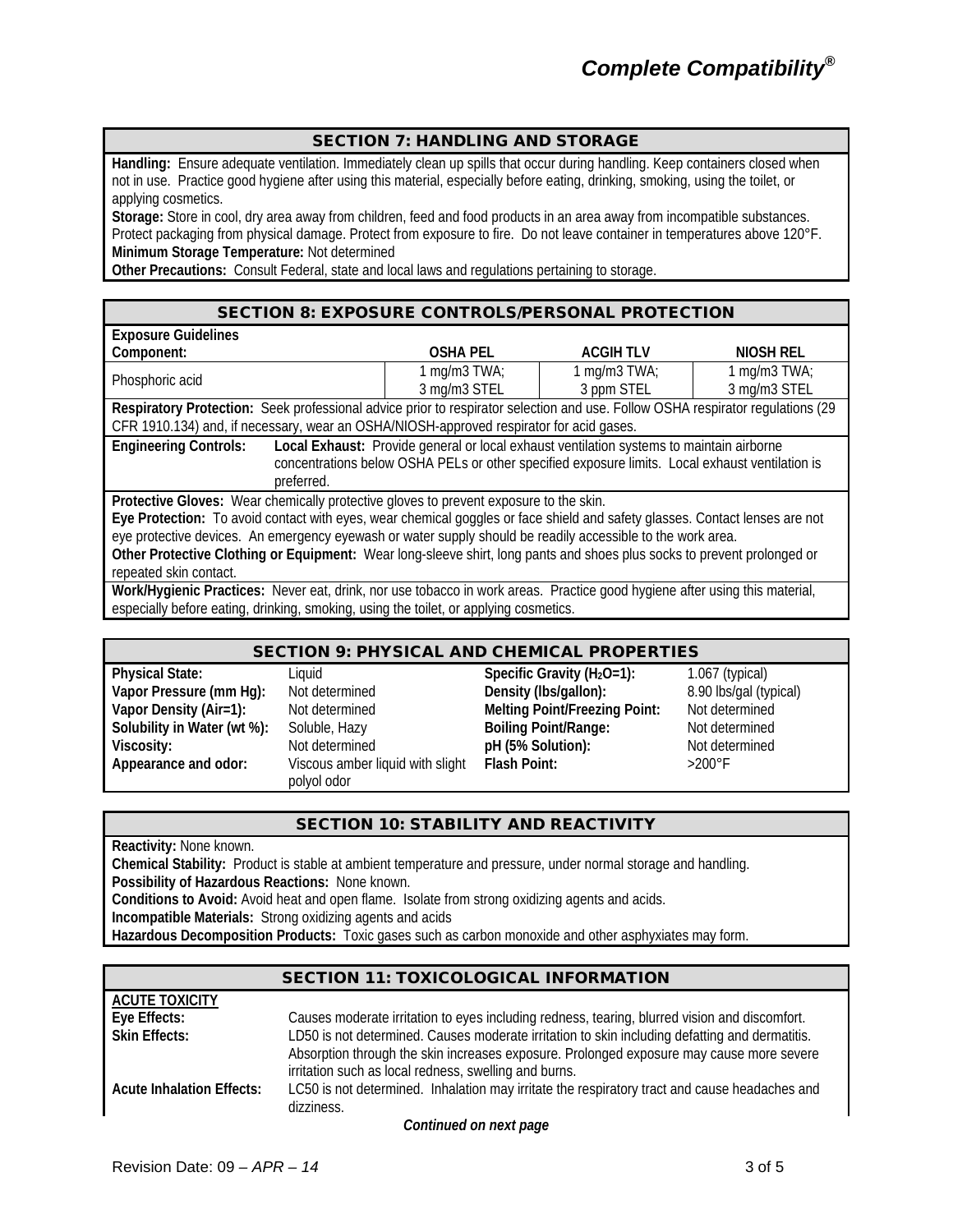## SECTION 7: HANDLING AND STORAGE

**Handling:** Ensure adequate ventilation. Immediately clean up spills that occur during handling. Keep containers closed when not in use. Practice good hygiene after using this material, especially before eating, drinking, smoking, using the toilet, or applying cosmetics.

**Storage:** Store in cool, dry area away from children, feed and food products in an area away from incompatible substances. Protect packaging from physical damage. Protect from exposure to fire. Do not leave container in temperatures above 120°F.

**Minimum Storage Temperature:** Not determined

**Other Precautions:** Consult Federal, state and local laws and regulations pertaining to storage.

## SECTION 8: EXPOSURE CONTROLS/PERSONAL PROTECTION

**Exposure Guidelines**

| Component: | OSHA PEL | ACGIH TLV | NIOSH REL |
|---|---|---|---|
| Phosphoric acid | 1 mg/m3 TWA; 3 mg/m3 STEL | 1 mg/m3 TWA; 3 ppm STEL | 1 mg/m3 TWA; 3 mg/m3 STEL |

**Respiratory Protection:** Seek professional advice prior to respirator selection and use. Follow OSHA respirator regulations (29 CFR 1910.134) and, if necessary, wear an OSHA/NIOSH-approved respirator for acid gases.

**Engineering Controls:** **Local Exhaust:** Provide general or local exhaust ventilation systems to maintain airborne concentrations below OSHA PELs or other specified exposure limits. Local exhaust ventilation is preferred.

**Protective Gloves:** Wear chemically protective gloves to prevent exposure to the skin.

**Eye Protection:** To avoid contact with eyes, wear chemical goggles or face shield and safety glasses. Contact lenses are not eye protective devices. An emergency eyewash or water supply should be readily accessible to the work area.

**Other Protective Clothing or Equipment:** Wear long-sleeve shirt, long pants and shoes plus socks to prevent prolonged or repeated skin contact.

**Work/Hygienic Practices:** Never eat, drink, nor use tobacco in work areas. Practice good hygiene after using this material, especially before eating, drinking, smoking, using the toilet, or applying cosmetics.

## SECTION 9: PHYSICAL AND CHEMICAL PROPERTIES

| | | | |
|---|---|---|---|
| **Physical State:** | Liquid | **Specific Gravity ($H_2O$=1):** | 1.067 (typical) |
| **Vapor Pressure (mm Hg):** | Not determined | **Density (lbs/gallon):** | 8.90 lbs/gal (typical) |
| **Vapor Density (Air=1):** | Not determined | **Melting Point/Freezing Point:** | Not determined |
| **Solubility in Water (wt %):** | Soluble, Hazy | **Boiling Point/Range:** | Not determined |
| **Viscosity:** | Not determined | **pH (5% Solution):** | Not determined |
| **Appearance and odor:** | Viscous amber liquid with slight polyol odor | **Flash Point:** | >200°F |

## SECTION 10: STABILITY AND REACTIVITY

**Reactivity:** None known.

**Chemical Stability:** Product is stable at ambient temperature and pressure, under normal storage and handling.

**Possibility of Hazardous Reactions:** None known.

**Conditions to Avoid:** Avoid heat and open flame. Isolate from strong oxidizing agents and acids.

**Incompatible Materials:** Strong oxidizing agents and acids

**Hazardous Decomposition Products:** Toxic gases such as carbon monoxide and other asphyxiates may form.

## SECTION 11: TOXICOLOGICAL INFORMATION

**ACUTE TOXICITY**

**Eye Effects:** Causes moderate irritation to eyes including redness, tearing, blurred vision and discomfort.

**Skin Effects:** LD50 is not determined. Causes moderate irritation to skin including defatting and dermatitis. Absorption through the skin increases exposure. Prolonged exposure may cause more severe irritation such as local redness, swelling and burns.

**Acute Inhalation Effects:** LC50 is not determined. Inhalation may irritate the respiratory tract and cause headaches and dizziness.

*Continued on next page*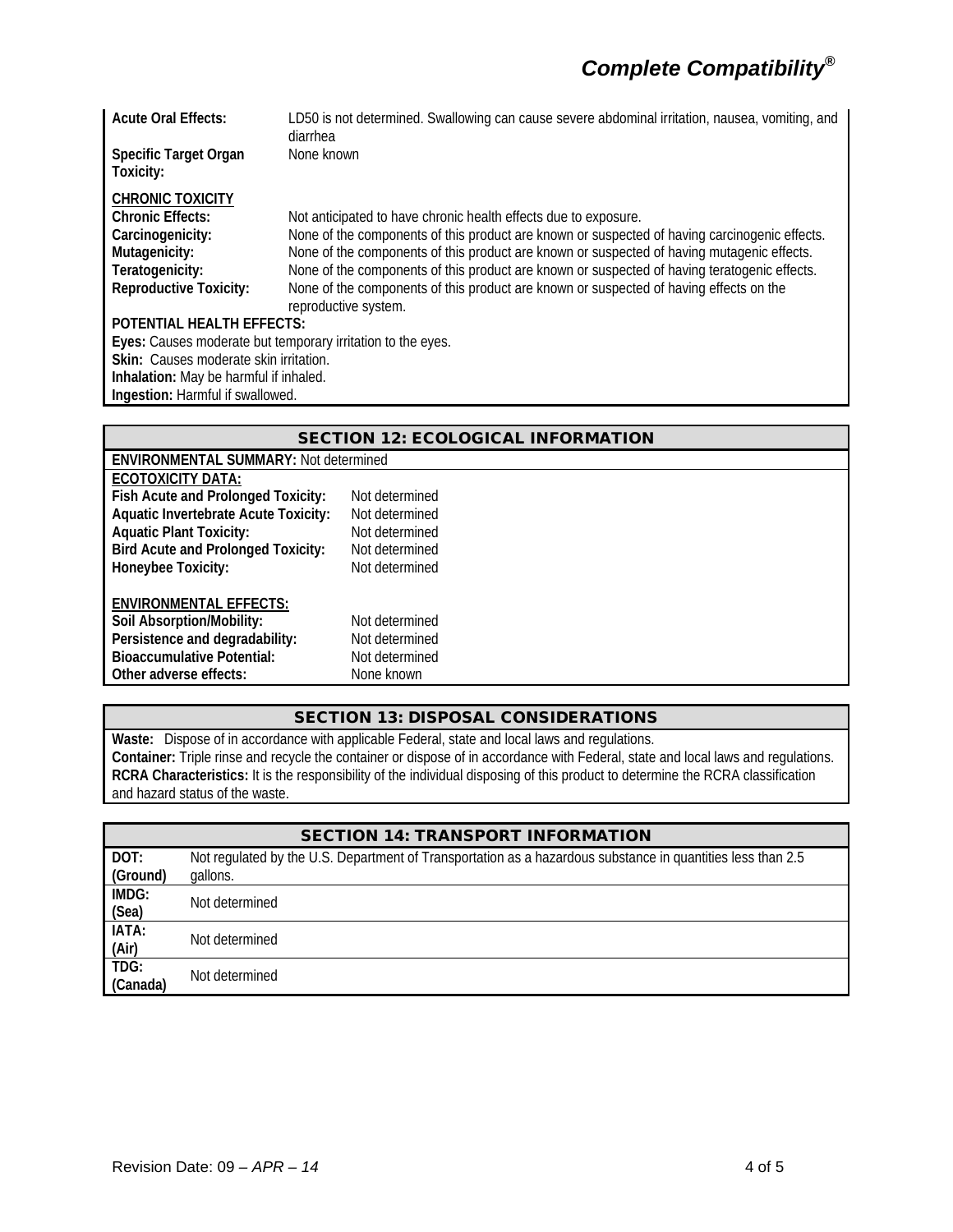| | |
|---|---|
| **Acute Oral Effects:** | LD50 is not determined. Swallowing can cause severe abdominal irritation, nausea, vomiting, and diarrhea |
| **Specific Target Organ Toxicity:** | None known |

**CHRONIC TOXICITY**

| | |
|---|---|
| **Chronic Effects:** | Not anticipated to have chronic health effects due to exposure. |
| **Carcinogenicity:** | None of the components of this product are known or suspected of having carcinogenic effects. |
| **Mutagenicity:** | None of the components of this product are known or suspected of having mutagenic effects. |
| **Teratogenicity:** | None of the components of this product are known or suspected of having teratogenic effects. |
| **Reproductive Toxicity:** | None of the components of this product are known or suspected of having effects on the reproductive system. |

**POTENTIAL HEALTH EFFECTS:**

**Eyes:** Causes moderate but temporary irritation to the eyes.
**Skin:** Causes moderate skin irritation.
**Inhalation:** May be harmful if inhaled.
**Ingestion:** Harmful if swallowed.

## SECTION 12: ECOLOGICAL INFORMATION

**ENVIRONMENTAL SUMMARY:** Not determined

**ECOTOXICITY DATA:**

| | |
|---|---|
| **Fish Acute and Prolonged Toxicity:** | Not determined |
| **Aquatic Invertebrate Acute Toxicity:** | Not determined |
| **Aquatic Plant Toxicity:** | Not determined |
| **Bird Acute and Prolonged Toxicity:** | Not determined |
| **Honeybee Toxicity:** | Not determined |

**ENVIRONMENTAL EFFECTS:**

| | |
|---|---|
| **Soil Absorption/Mobility:** | Not determined |
| **Persistence and degradability:** | Not determined |
| **Bioaccumulative Potential:** | Not determined |
| **Other adverse effects:** | None known |

## SECTION 13: DISPOSAL CONSIDERATIONS

**Waste:** Dispose of in accordance with applicable Federal, state and local laws and regulations.
**Container:** Triple rinse and recycle the container or dispose of in accordance with Federal, state and local laws and regulations.
**RCRA Characteristics:** It is the responsibility of the individual disposing of this product to determine the RCRA classification and hazard status of the waste.

## SECTION 14: TRANSPORT INFORMATION

| | |
|---|---|
| **DOT: (Ground)** | Not regulated by the U.S. Department of Transportation as a hazardous substance in quantities less than 2.5 gallons. |
| **IMDG: (Sea)** | Not determined |
| **IATA: (Air)** | Not determined |
| **TDG: (Canada)** | Not determined |

Revision Date: 09 – *APR – 14*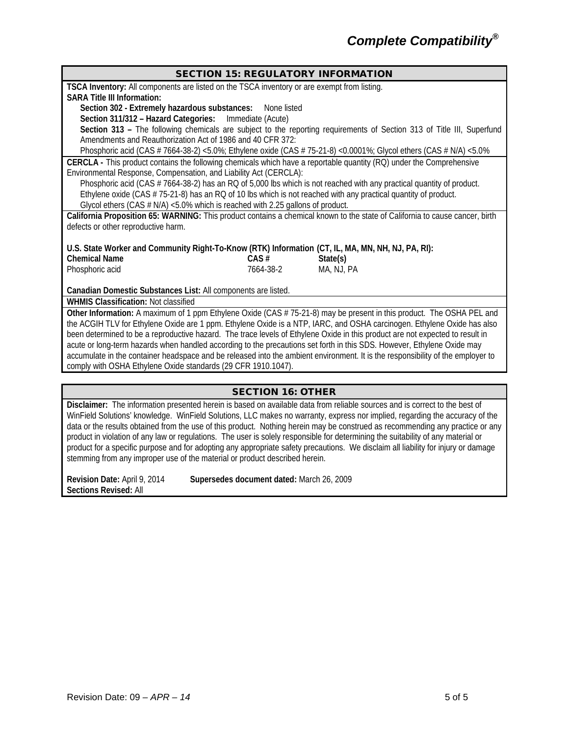## SECTION 15: REGULATORY INFORMATION

**TSCA Inventory:** All components are listed on the TSCA inventory or are exempt from listing.

**SARA Title III Information:**

**Section 302 - Extremely hazardous substances:** None listed

**Section 311/312 – Hazard Categories:** Immediate (Acute)

**Section 313 –** The following chemicals are subject to the reporting requirements of Section 313 of Title III, Superfund Amendments and Reauthorization Act of 1986 and 40 CFR 372:

Phosphoric acid (CAS # 7664-38-2) <5.0%; Ethylene oxide (CAS # 75-21-8) <0.0001%; Glycol ethers (CAS # N/A) <5.0%

**CERCLA -** This product contains the following chemicals which have a reportable quantity (RQ) under the Comprehensive Environmental Response, Compensation, and Liability Act (CERCLA):

Phosphoric acid (CAS # 7664-38-2) has an RQ of 5,000 lbs which is not reached with any practical quantity of product.
Ethylene oxide (CAS # 75-21-8) has an RQ of 10 lbs which is not reached with any practical quantity of product.
Glycol ethers (CAS # N/A) <5.0% which is reached with 2.25 gallons of product.

**California Proposition 65: WARNING:** This product contains a chemical known to the state of California to cause cancer, birth defects or other reproductive harm.

**U.S. State Worker and Community Right-To-Know (RTK) Information (CT, IL, MA, MN, NH, NJ, PA, RI):**

| Chemical Name | CAS # | State(s) |
|---|---|---|
| Phosphoric acid | 7664-38-2 | MA, NJ, PA |

**Canadian Domestic Substances List:** All components are listed.

**WHMIS Classification:** Not classified

**Other Information:** A maximum of 1 ppm Ethylene Oxide (CAS # 75-21-8) may be present in this product. The OSHA PEL and the ACGIH TLV for Ethylene Oxide are 1 ppm. Ethylene Oxide is a NTP, IARC, and OSHA carcinogen. Ethylene Oxide has also been determined to be a reproductive hazard. The trace levels of Ethylene Oxide in this product are not expected to result in acute or long-term hazards when handled according to the precautions set forth in this SDS. However, Ethylene Oxide may accumulate in the container headspace and be released into the ambient environment. It is the responsibility of the employer to comply with OSHA Ethylene Oxide standards (29 CFR 1910.1047).

## SECTION 16: OTHER

**Disclaimer:** The information presented herein is based on available data from reliable sources and is correct to the best of WinField Solutions' knowledge. WinField Solutions, LLC makes no warranty, express nor implied, regarding the accuracy of the data or the results obtained from the use of this product. Nothing herein may be construed as recommending any practice or any product in violation of any law or regulations. The user is solely responsible for determining the suitability of any material or product for a specific purpose and for adopting any appropriate safety precautions. We disclaim all liability for injury or damage stemming from any improper use of the material or product described herein.

**Revision Date:** April 9, 2014 **Supersedes document dated:** March 26, 2009
**Sections Revised:** All